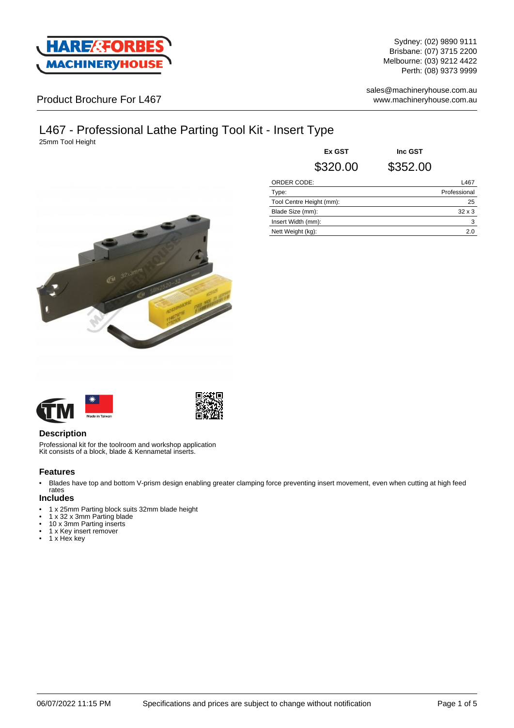Sydney: (02) 9890 9111
Brisbane: (07) 3715 2200
Melbourne: (03) 9212 4422
Perth: (08) 9373 9999

sales@machineryhouse.com.au
www.machineryhouse.com.au

Product Brochure For L467

# L467 - Professional Lathe Parting Tool Kit - Insert Type

25mm Tool Height

| Ex GST | Inc GST |
|---|---|
| $320.00 | $352.00 |

| ORDER CODE: | L467 |
|---|---|
| Type: | Professional |
| Tool Centre Height (mm): | 25 |
| Blade Size (mm): | 32 x 3 |
| Insert Width (mm): | 3 |
| Nett Weight (kg): | 2.0 |

Made in Taiwan

## Description

Professional kit for the toolroom and workshop application
Kit consists of a block, blade & Kennametal inserts.

## Features

- Blades have top and bottom V-prism design enabling greater clamping force preventing insert movement, even when cutting at high feed rates

## Includes

- 1 x 25mm Parting block suits 32mm blade height
- 1 x 32 x 3mm Parting blade
- 10 x 3mm Parting inserts
- 1 x Key insert remover
- 1 x Hex key

06/07/2022 11:15 PM Specifications and prices are subject to change without notification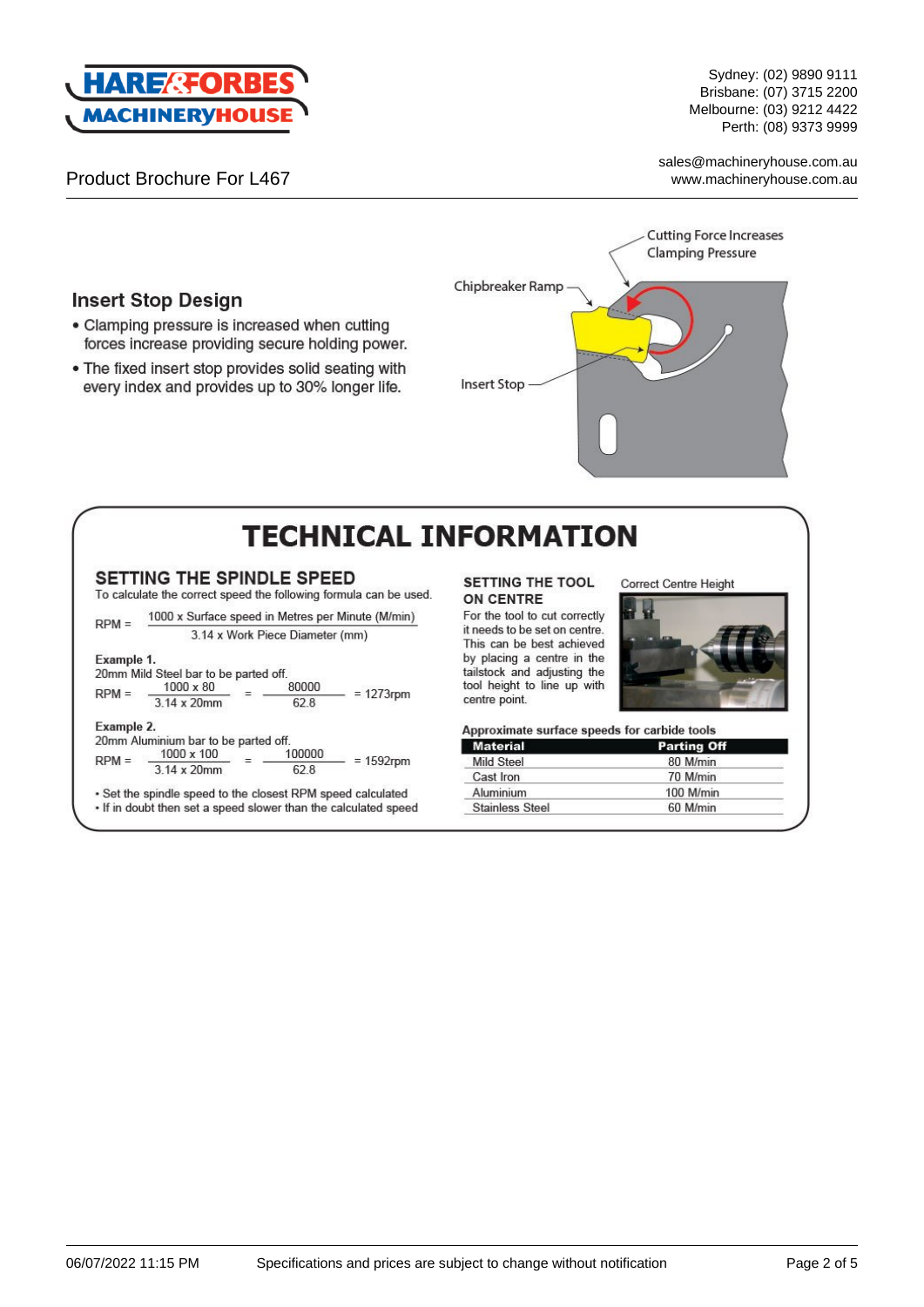Product Brochure For L467

## Insert Stop Design

- Clamping pressure is increased when cutting forces increase providing secure holding power.
- The fixed insert stop provides solid seating with every index and provides up to 30% longer life.

Cutting Force Increases Clamping Pressure

Chipbreaker Ramp

Insert Stop

# TECHNICAL INFORMATION

## SETTING THE SPINDLE SPEED

To calculate the correct speed the following formula can be used.

$$\text{RPM} = \frac{1000 \times \text{Surface speed in Metres per Minute (M/min)}}{3.14 \times \text{Work Piece Diameter (mm)}}$$

**Example 1.**
20mm Mild Steel bar to be parted off.

$$\text{RPM} = \frac{1000 \times 80}{3.14 \times 20\text{mm}} = \frac{80000}{62.8} = 1273\text{rpm}$$

**Example 2.**
20mm Aluminium bar to be parted off.

$$\text{RPM} = \frac{1000 \times 100}{3.14 \times 20\text{mm}} = \frac{100000}{62.8} = 1592\text{rpm}$$

- Set the spindle speed to the closest RPM speed calculated
- If in doubt then set a speed slower than the calculated speed

## SETTING THE TOOL ON CENTRE

For the tool to cut correctly it needs to be set on centre. This can be best achieved by placing a centre in the tailstock and adjusting the tool height to line up with centre point.

Correct Centre Height

Approximate surface speeds for carbide tools

| Material | Parting Off |
|---|---|
| Mild Steel | 80 M/min |
| Cast Iron | 70 M/min |
| Aluminium | 100 M/min |
| Stainless Steel | 60 M/min |

06/07/2022 11:15 PM Specifications and prices are subject to change without notification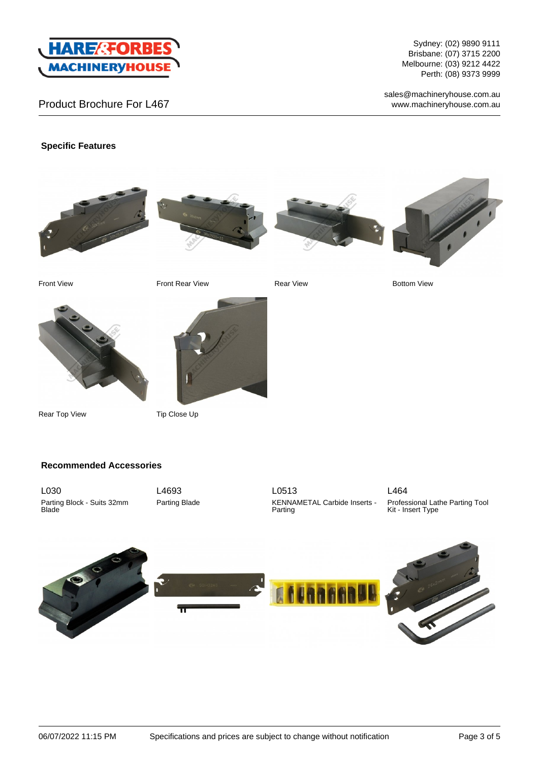Product Brochure For L467

## Specific Features

Front View

Front Rear View

Rear View

Bottom View

Rear Top View

Tip Close Up

## Recommended Accessories

L030
Parting Block - Suits 32mm Blade

L4693
Parting Blade

L0513
KENNAMETAL Carbide Inserts - Parting

L464
Professional Lathe Parting Tool Kit - Insert Type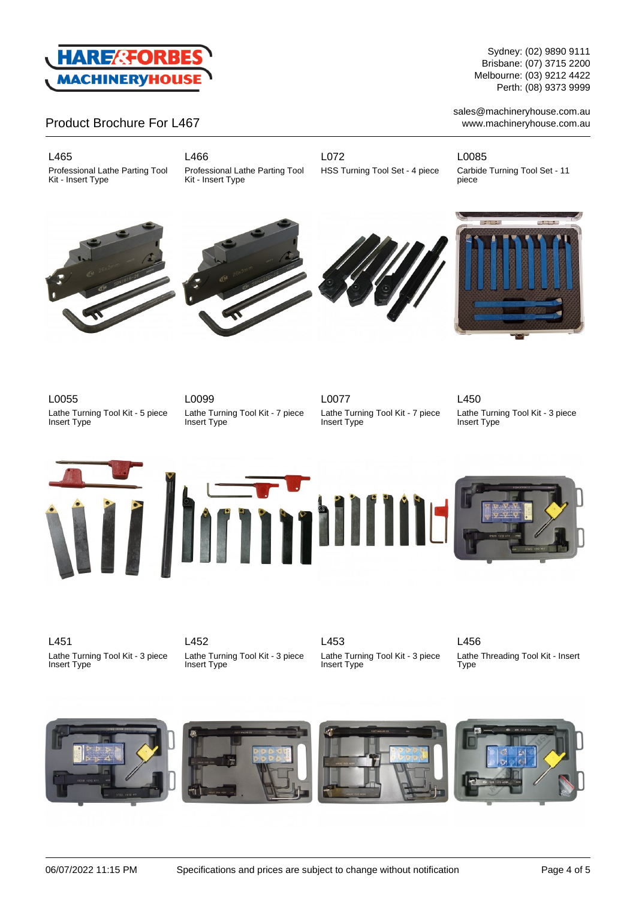# Product Brochure For L467

Sydney: (02) 9890 9111
Brisbane: (07) 3715 2200
Melbourne: (03) 9212 4422
Perth: (08) 9373 9999

sales@machineryhouse.com.au
www.machineryhouse.com.au

**L465**
Professional Lathe Parting Tool Kit - Insert Type

**L466**
Professional Lathe Parting Tool Kit - Insert Type

**L072**
HSS Turning Tool Set - 4 piece

**L0085**
Carbide Turning Tool Set - 11 piece

**L0055**
Lathe Turning Tool Kit - 5 piece Insert Type

**L0099**
Lathe Turning Tool Kit - 7 piece Insert Type

**L0077**
Lathe Turning Tool Kit - 7 piece Insert Type

**L450**
Lathe Turning Tool Kit - 3 piece Insert Type

**L451**
Lathe Turning Tool Kit - 3 piece Insert Type

**L452**
Lathe Turning Tool Kit - 3 piece Insert Type

**L453**
Lathe Turning Tool Kit - 3 piece Insert Type

**L456**
Lathe Threading Tool Kit - Insert Type

06/07/2022 11:15 PM    Specifications and prices are subject to change without notification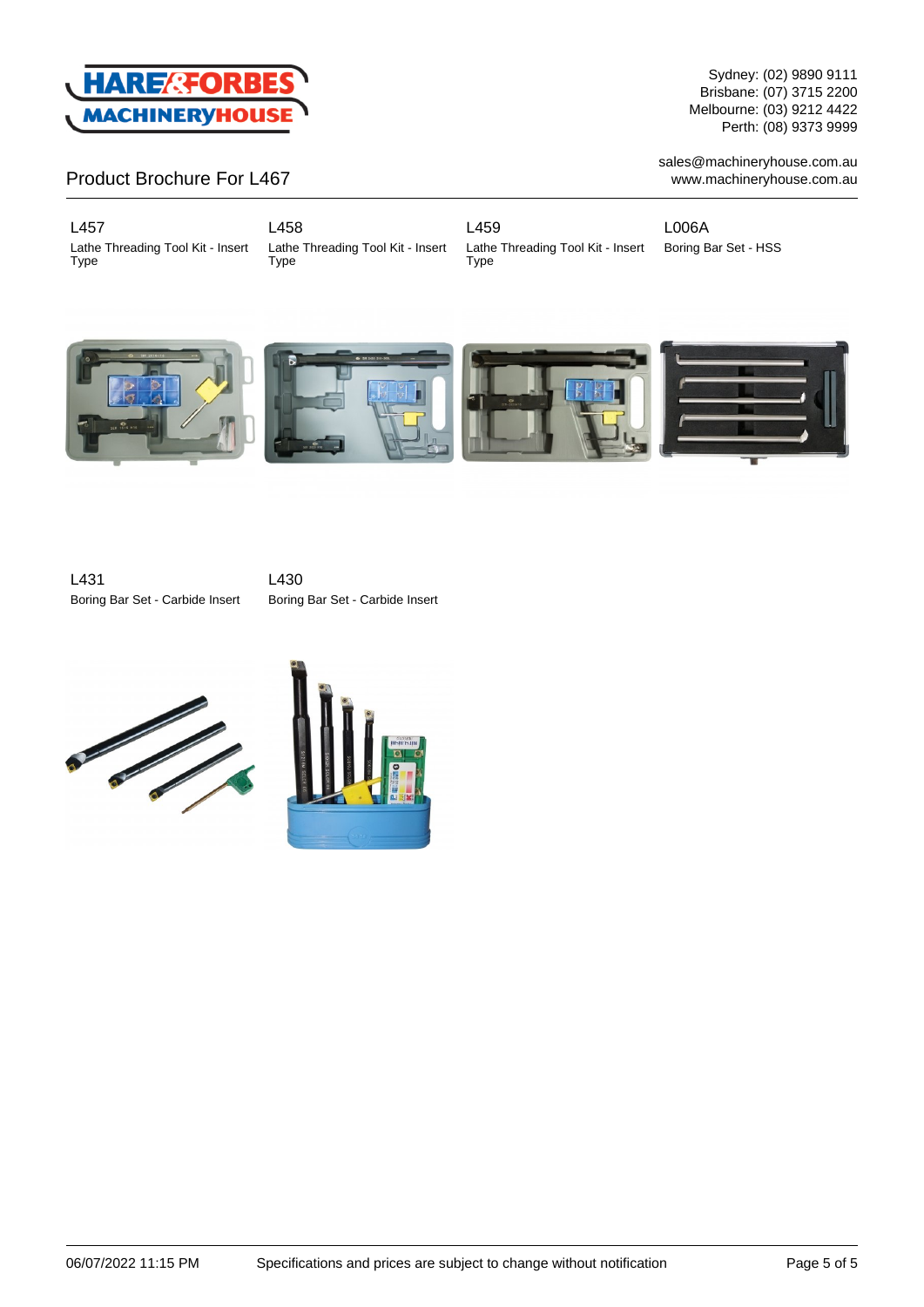Sydney: (02) 9890 9111
Brisbane: (07) 3715 2200
Melbourne: (03) 9212 4422
Perth: (08) 9373 9999

sales@machineryhouse.com.au
www.machineryhouse.com.au

# Product Brochure For L467

L457
Lathe Threading Tool Kit - Insert Type

L458
Lathe Threading Tool Kit - Insert Type

L459
Lathe Threading Tool Kit - Insert Type

L006A
Boring Bar Set - HSS

L431
Boring Bar Set - Carbide Insert

L430
Boring Bar Set - Carbide Insert

06/07/2022 11:15 PM    Specifications and prices are subject to change without notification